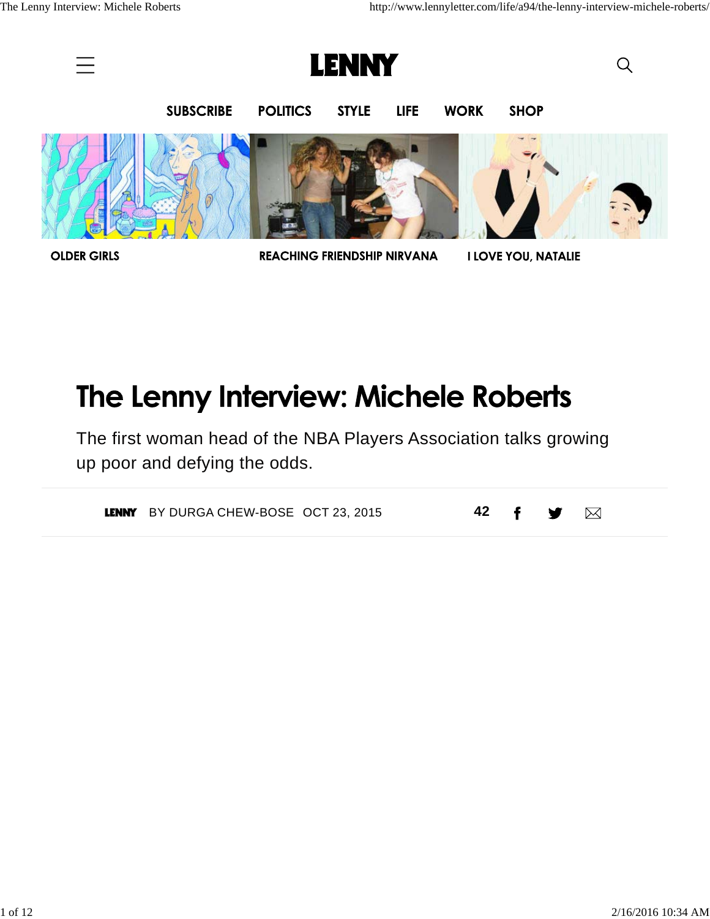LENNY

SUBSCRIBE POLITICS STYLE LIFE WORK SHOP

OLDER GIRLS

REACHING FRIENDSHIP NIRVANA

I LOVE YOU, NATALIE

# The Lenny Interview: Michele Roberts

The first woman head of the NBA Players Association talks growing up poor and defying the odds.

LENNY BY DURGA CHEW-BOSE OCT 23, 2015

42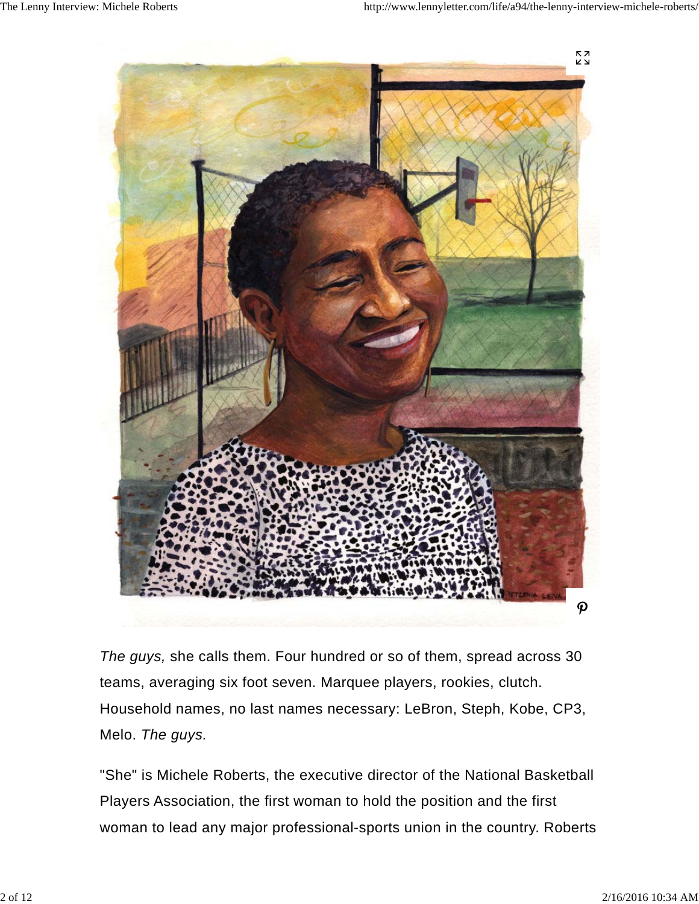*The guys,* she calls them. Four hundred or so of them, spread across 30 teams, averaging six foot seven. Marquee players, rookies, clutch. Household names, no last names necessary: LeBron, Steph, Kobe, CP3, Melo. *The guys.*

"She" is Michele Roberts, the executive director of the National Basketball Players Association, the first woman to hold the position and the first woman to lead any major professional-sports union in the country. Roberts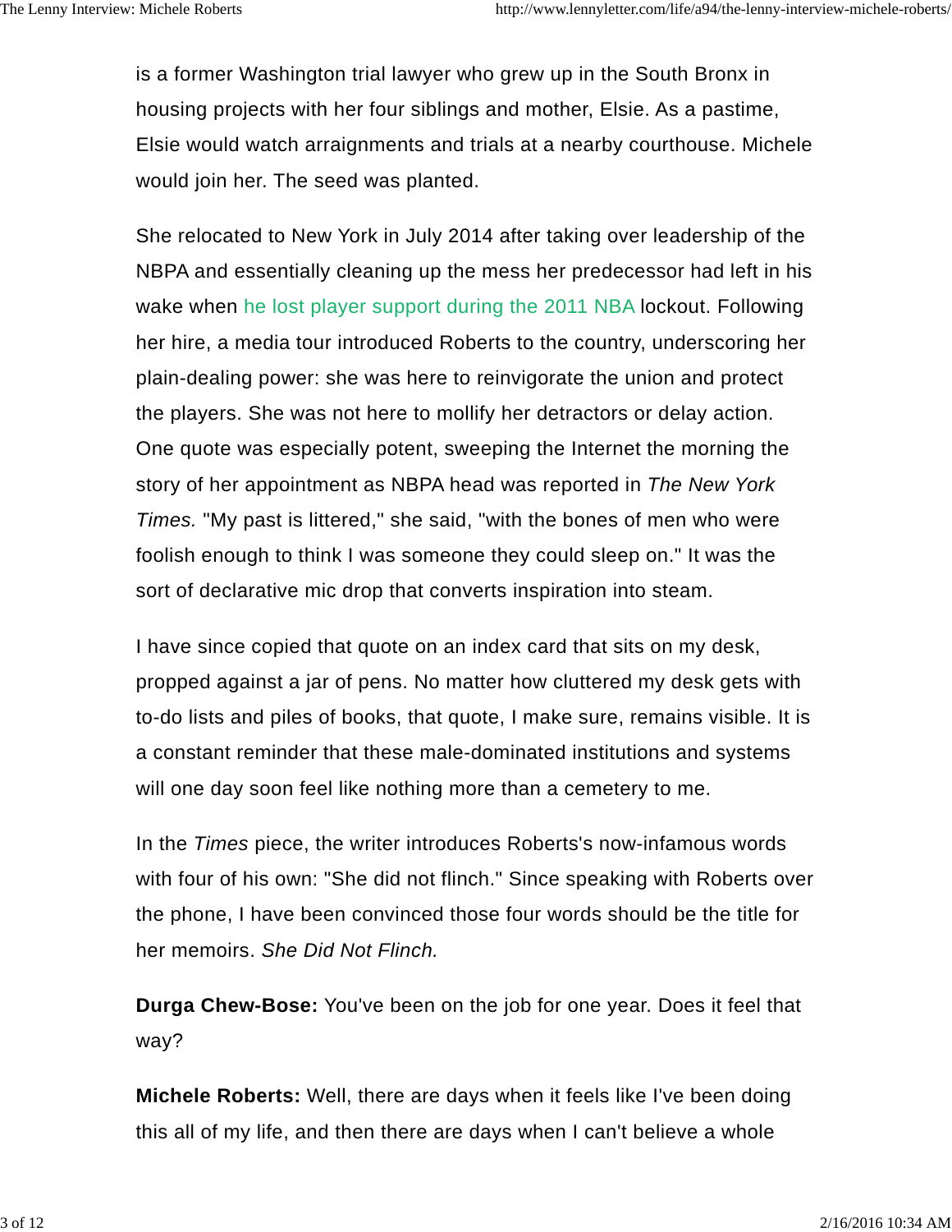is a former Washington trial lawyer who grew up in the South Bronx in housing projects with her four siblings and mother, Elsie. As a pastime, Elsie would watch arraignments and trials at a nearby courthouse. Michele would join her. The seed was planted.

She relocated to New York in July 2014 after taking over leadership of the NBPA and essentially cleaning up the mess her predecessor had left in his wake when he lost player support during the 2011 NBA lockout. Following her hire, a media tour introduced Roberts to the country, underscoring her plain-dealing power: she was here to reinvigorate the union and protect the players. She was not here to mollify her detractors or delay action. One quote was especially potent, sweeping the Internet the morning the story of her appointment as NBPA head was reported in *The New York Times.* "My past is littered," she said, "with the bones of men who were foolish enough to think I was someone they could sleep on." It was the sort of declarative mic drop that converts inspiration into steam.

I have since copied that quote on an index card that sits on my desk, propped against a jar of pens. No matter how cluttered my desk gets with to-do lists and piles of books, that quote, I make sure, remains visible. It is a constant reminder that these male-dominated institutions and systems will one day soon feel like nothing more than a cemetery to me.

In the *Times* piece, the writer introduces Roberts's now-infamous words with four of his own: "She did not flinch." Since speaking with Roberts over the phone, I have been convinced those four words should be the title for her memoirs. *She Did Not Flinch.*

**Durga Chew-Bose:** You've been on the job for one year. Does it feel that way?

**Michele Roberts:** Well, there are days when it feels like I've been doing this all of my life, and then there are days when I can't believe a whole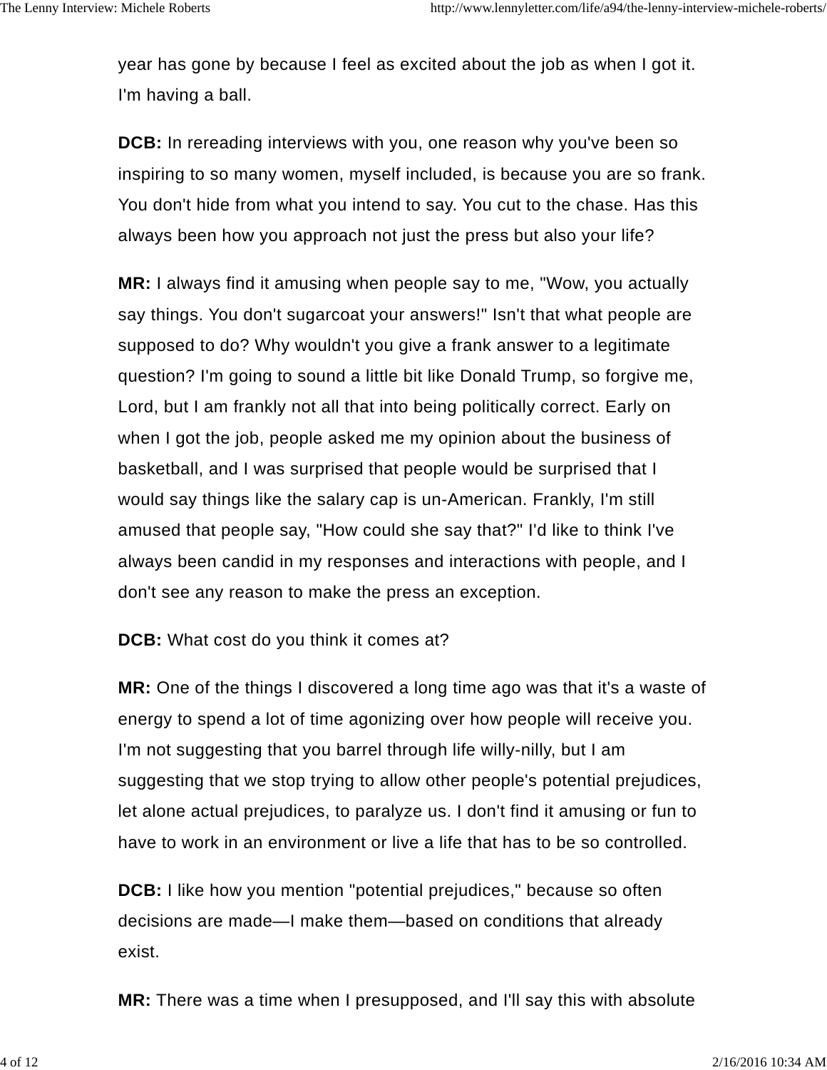year has gone by because I feel as excited about the job as when I got it. I'm having a ball.

**DCB:** In rereading interviews with you, one reason why you've been so inspiring to so many women, myself included, is because you are so frank. You don't hide from what you intend to say. You cut to the chase. Has this always been how you approach not just the press but also your life?

**MR:** I always find it amusing when people say to me, "Wow, you actually say things. You don't sugarcoat your answers!" Isn't that what people are supposed to do? Why wouldn't you give a frank answer to a legitimate question? I'm going to sound a little bit like Donald Trump, so forgive me, Lord, but I am frankly not all that into being politically correct. Early on when I got the job, people asked me my opinion about the business of basketball, and I was surprised that people would be surprised that I would say things like the salary cap is un-American. Frankly, I'm still amused that people say, "How could she say that?" I'd like to think I've always been candid in my responses and interactions with people, and I don't see any reason to make the press an exception.

**DCB:** What cost do you think it comes at?

**MR:** One of the things I discovered a long time ago was that it's a waste of energy to spend a lot of time agonizing over how people will receive you. I'm not suggesting that you barrel through life willy-nilly, but I am suggesting that we stop trying to allow other people's potential prejudices, let alone actual prejudices, to paralyze us. I don't find it amusing or fun to have to work in an environment or live a life that has to be so controlled.

**DCB:** I like how you mention "potential prejudices," because so often decisions are made—I make them—based on conditions that already exist.

**MR:** There was a time when I presupposed, and I'll say this with absolute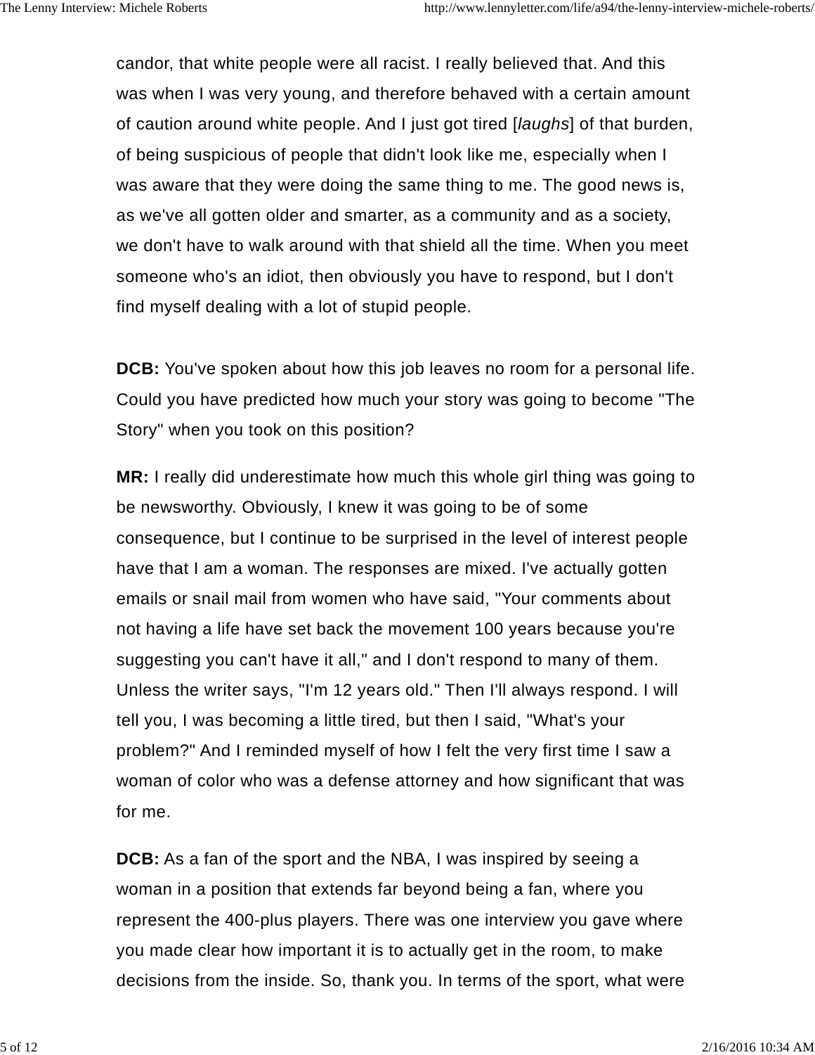candor, that white people were all racist. I really believed that. And this was when I was very young, and therefore behaved with a certain amount of caution around white people. And I just got tired [*laughs*] of that burden, of being suspicious of people that didn't look like me, especially when I was aware that they were doing the same thing to me. The good news is, as we've all gotten older and smarter, as a community and as a society, we don't have to walk around with that shield all the time. When you meet someone who's an idiot, then obviously you have to respond, but I don't find myself dealing with a lot of stupid people.

**DCB:** You've spoken about how this job leaves no room for a personal life. Could you have predicted how much your story was going to become "The Story" when you took on this position?

**MR:** I really did underestimate how much this whole girl thing was going to be newsworthy. Obviously, I knew it was going to be of some consequence, but I continue to be surprised in the level of interest people have that I am a woman. The responses are mixed. I've actually gotten emails or snail mail from women who have said, "Your comments about not having a life have set back the movement 100 years because you're suggesting you can't have it all," and I don't respond to many of them. Unless the writer says, "I'm 12 years old." Then I'll always respond. I will tell you, I was becoming a little tired, but then I said, "What's your problem?" And I reminded myself of how I felt the very first time I saw a woman of color who was a defense attorney and how significant that was for me.

**DCB:** As a fan of the sport and the NBA, I was inspired by seeing a woman in a position that extends far beyond being a fan, where you represent the 400-plus players. There was one interview you gave where you made clear how important it is to actually get in the room, to make decisions from the inside. So, thank you. In terms of the sport, what were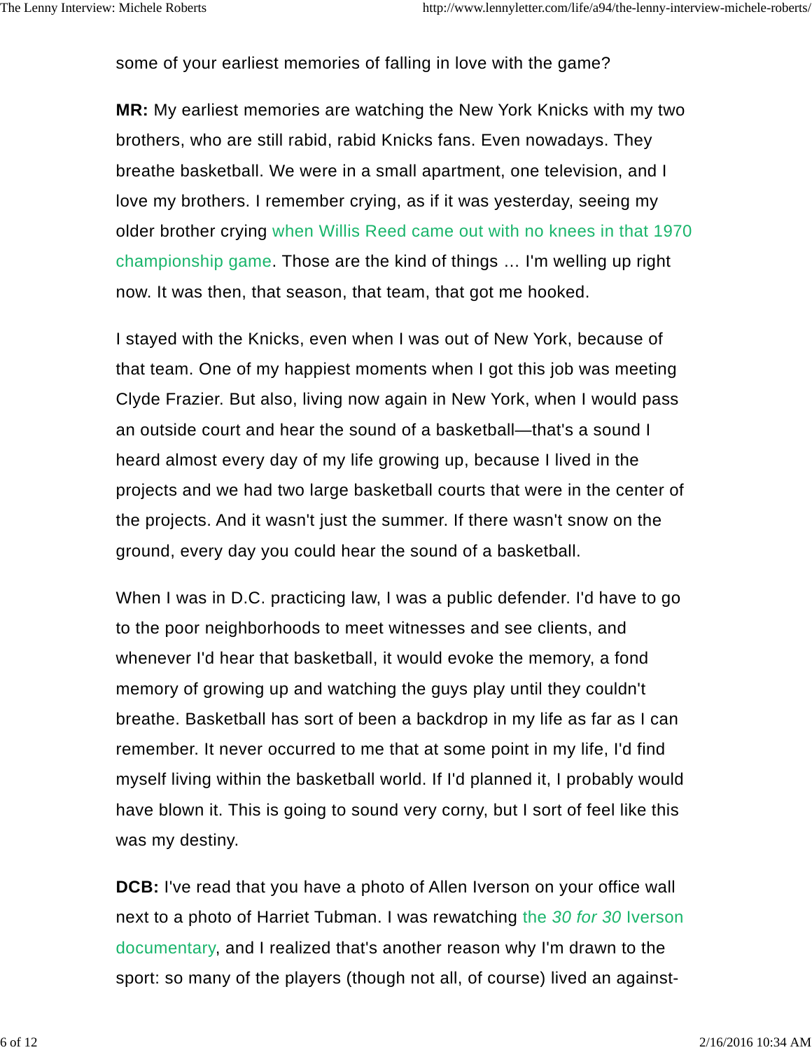some of your earliest memories of falling in love with the game?

**MR:** My earliest memories are watching the New York Knicks with my two brothers, who are still rabid, rabid Knicks fans. Even nowadays. They breathe basketball. We were in a small apartment, one television, and I love my brothers. I remember crying, as if it was yesterday, seeing my older brother crying when Willis Reed came out with no knees in that 1970 championship game. Those are the kind of things … I'm welling up right now. It was then, that season, that team, that got me hooked.

I stayed with the Knicks, even when I was out of New York, because of that team. One of my happiest moments when I got this job was meeting Clyde Frazier. But also, living now again in New York, when I would pass an outside court and hear the sound of a basketball—that's a sound I heard almost every day of my life growing up, because I lived in the projects and we had two large basketball courts that were in the center of the projects. And it wasn't just the summer. If there wasn't snow on the ground, every day you could hear the sound of a basketball.

When I was in D.C. practicing law, I was a public defender. I'd have to go to the poor neighborhoods to meet witnesses and see clients, and whenever I'd hear that basketball, it would evoke the memory, a fond memory of growing up and watching the guys play until they couldn't breathe. Basketball has sort of been a backdrop in my life as far as I can remember. It never occurred to me that at some point in my life, I'd find myself living within the basketball world. If I'd planned it, I probably would have blown it. This is going to sound very corny, but I sort of feel like this was my destiny.

**DCB:** I've read that you have a photo of Allen Iverson on your office wall next to a photo of Harriet Tubman. I was rewatching the *30 for 30* Iverson documentary, and I realized that's another reason why I'm drawn to the sport: so many of the players (though not all, of course) lived an against-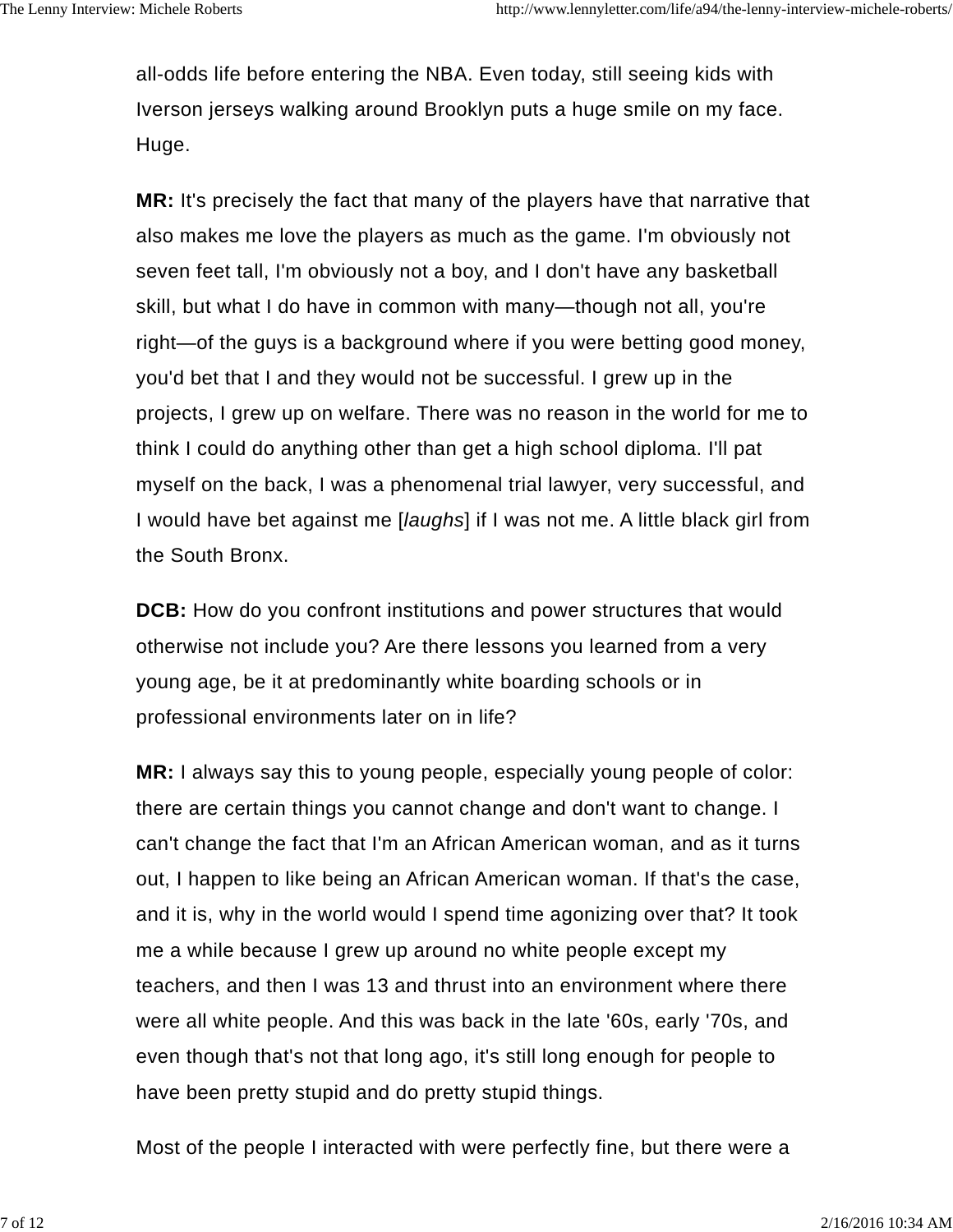all-odds life before entering the NBA. Even today, still seeing kids with Iverson jerseys walking around Brooklyn puts a huge smile on my face. Huge.

**MR:** It's precisely the fact that many of the players have that narrative that also makes me love the players as much as the game. I'm obviously not seven feet tall, I'm obviously not a boy, and I don't have any basketball skill, but what I do have in common with many—though not all, you're right—of the guys is a background where if you were betting good money, you'd bet that I and they would not be successful. I grew up in the projects, I grew up on welfare. There was no reason in the world for me to think I could do anything other than get a high school diploma. I'll pat myself on the back, I was a phenomenal trial lawyer, very successful, and I would have bet against me [*laughs*] if I was not me. A little black girl from the South Bronx.

**DCB:** How do you confront institutions and power structures that would otherwise not include you? Are there lessons you learned from a very young age, be it at predominantly white boarding schools or in professional environments later on in life?

**MR:** I always say this to young people, especially young people of color: there are certain things you cannot change and don't want to change. I can't change the fact that I'm an African American woman, and as it turns out, I happen to like being an African American woman. If that's the case, and it is, why in the world would I spend time agonizing over that? It took me a while because I grew up around no white people except my teachers, and then I was 13 and thrust into an environment where there were all white people. And this was back in the late '60s, early '70s, and even though that's not that long ago, it's still long enough for people to have been pretty stupid and do pretty stupid things.

Most of the people I interacted with were perfectly fine, but there were a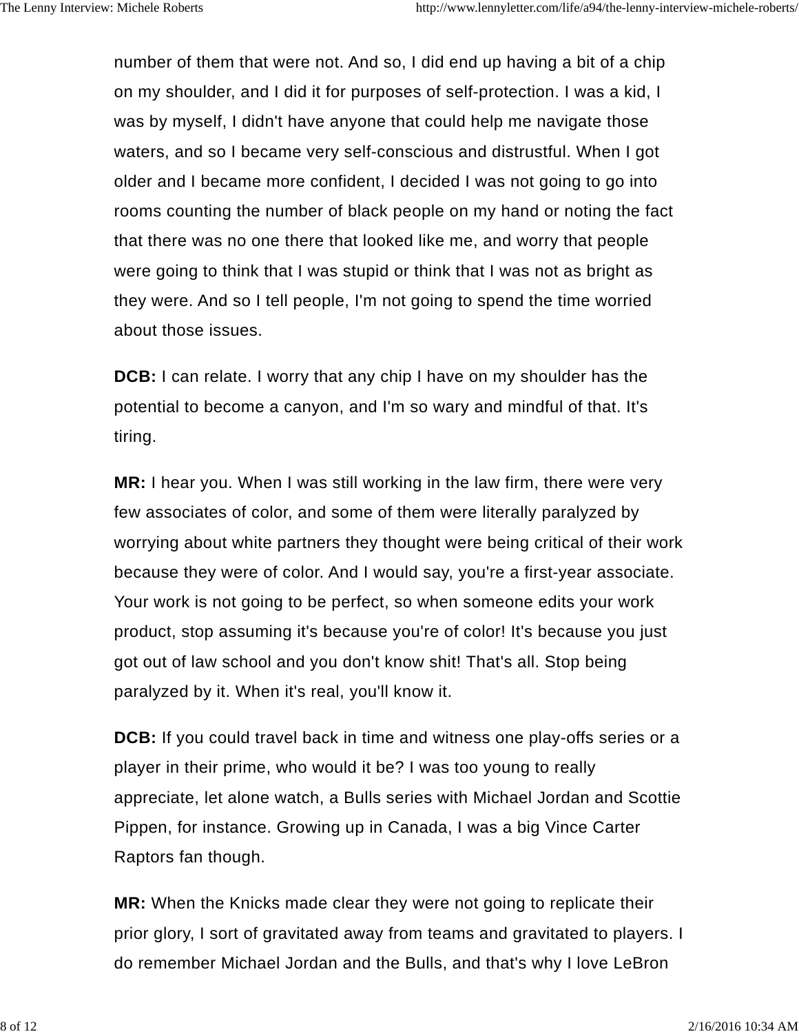number of them that were not. And so, I did end up having a bit of a chip on my shoulder, and I did it for purposes of self-protection. I was a kid, I was by myself, I didn't have anyone that could help me navigate those waters, and so I became very self-conscious and distrustful. When I got older and I became more confident, I decided I was not going to go into rooms counting the number of black people on my hand or noting the fact that there was no one there that looked like me, and worry that people were going to think that I was stupid or think that I was not as bright as they were. And so I tell people, I'm not going to spend the time worried about those issues.

**DCB:** I can relate. I worry that any chip I have on my shoulder has the potential to become a canyon, and I'm so wary and mindful of that. It's tiring.

**MR:** I hear you. When I was still working in the law firm, there were very few associates of color, and some of them were literally paralyzed by worrying about white partners they thought were being critical of their work because they were of color. And I would say, you're a first-year associate. Your work is not going to be perfect, so when someone edits your work product, stop assuming it's because you're of color! It's because you just got out of law school and you don't know shit! That's all. Stop being paralyzed by it. When it's real, you'll know it.

**DCB:** If you could travel back in time and witness one play-offs series or a player in their prime, who would it be? I was too young to really appreciate, let alone watch, a Bulls series with Michael Jordan and Scottie Pippen, for instance. Growing up in Canada, I was a big Vince Carter Raptors fan though.

**MR:** When the Knicks made clear they were not going to replicate their prior glory, I sort of gravitated away from teams and gravitated to players. I do remember Michael Jordan and the Bulls, and that's why I love LeBron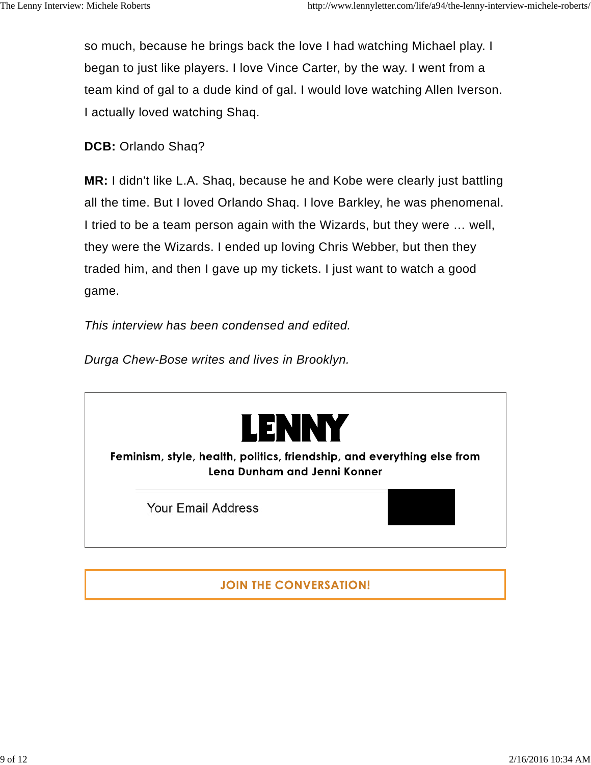so much, because he brings back the love I had watching Michael play. I began to just like players. I love Vince Carter, by the way. I went from a team kind of gal to a dude kind of gal. I would love watching Allen Iverson. I actually loved watching Shaq.

**DCB:** Orlando Shaq?

**MR:** I didn't like L.A. Shaq, because he and Kobe were clearly just battling all the time. But I loved Orlando Shaq. I love Barkley, he was phenomenal. I tried to be a team person again with the Wizards, but they were … well, they were the Wizards. I ended up loving Chris Webber, but then they traded him, and then I gave up my tickets. I just want to watch a good game.

*This interview has been condensed and edited.*

*Durga Chew-Bose writes and lives in Brooklyn.*

LENNY

Feminism, style, health, politics, friendship, and everything else from Lena Dunham and Jenni Konner

Your Email Address

JOIN THE CONVERSATION!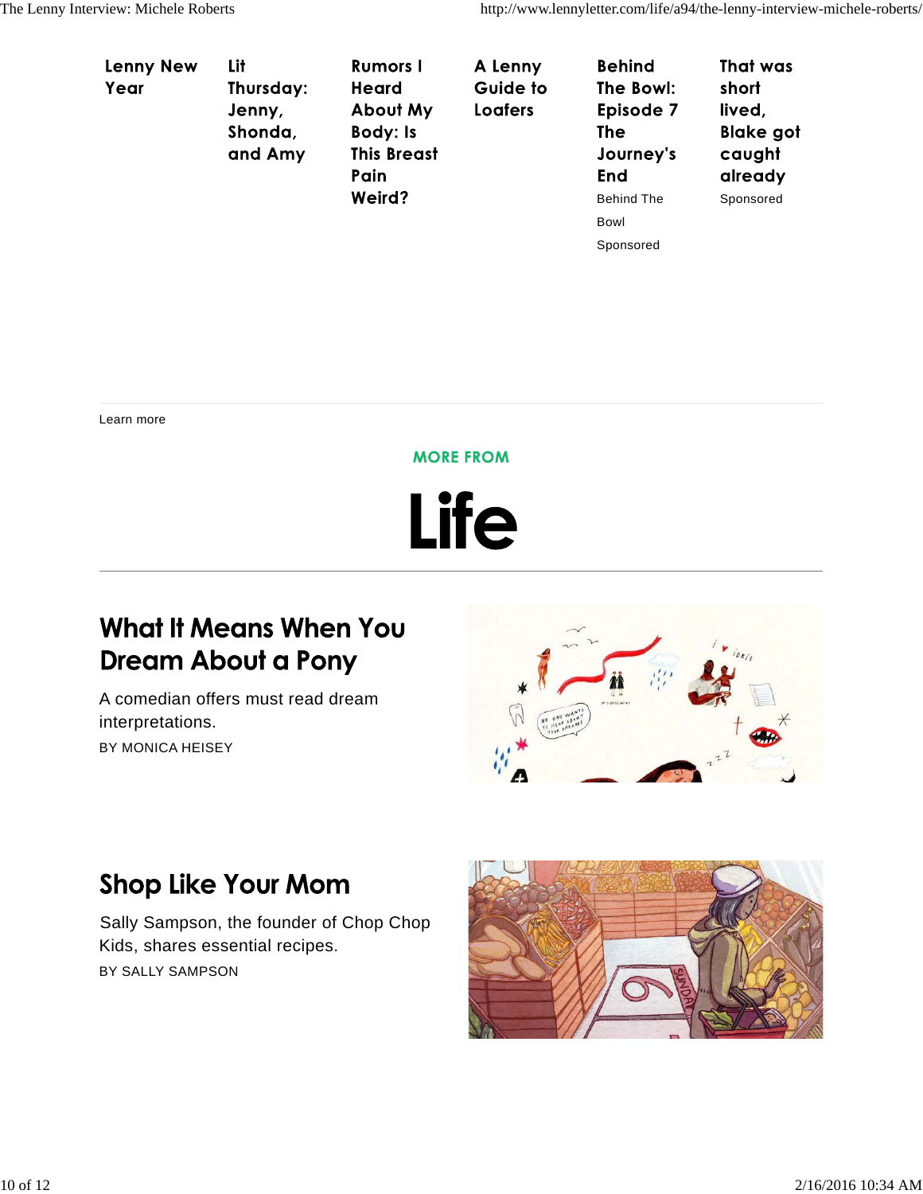**Lenny New Year**

**Lit Thursday: Jenny, Shonda, and Amy**

**Rumors I Heard About My Body: Is This Breast Pain Weird?**

**A Lenny Guide to Loafers**

**Behind The Bowl: Episode 7 The Journey's End**

Behind The Bowl

Sponsored

**That was short lived, Blake got caught already**

Sponsored

Learn more

MORE FROM

# Life

## What It Means When You Dream About a Pony

A comedian offers must read dream interpretations.

BY MONICA HEISEY

## Shop Like Your Mom

Sally Sampson, the founder of Chop Chop Kids, shares essential recipes.

BY SALLY SAMPSON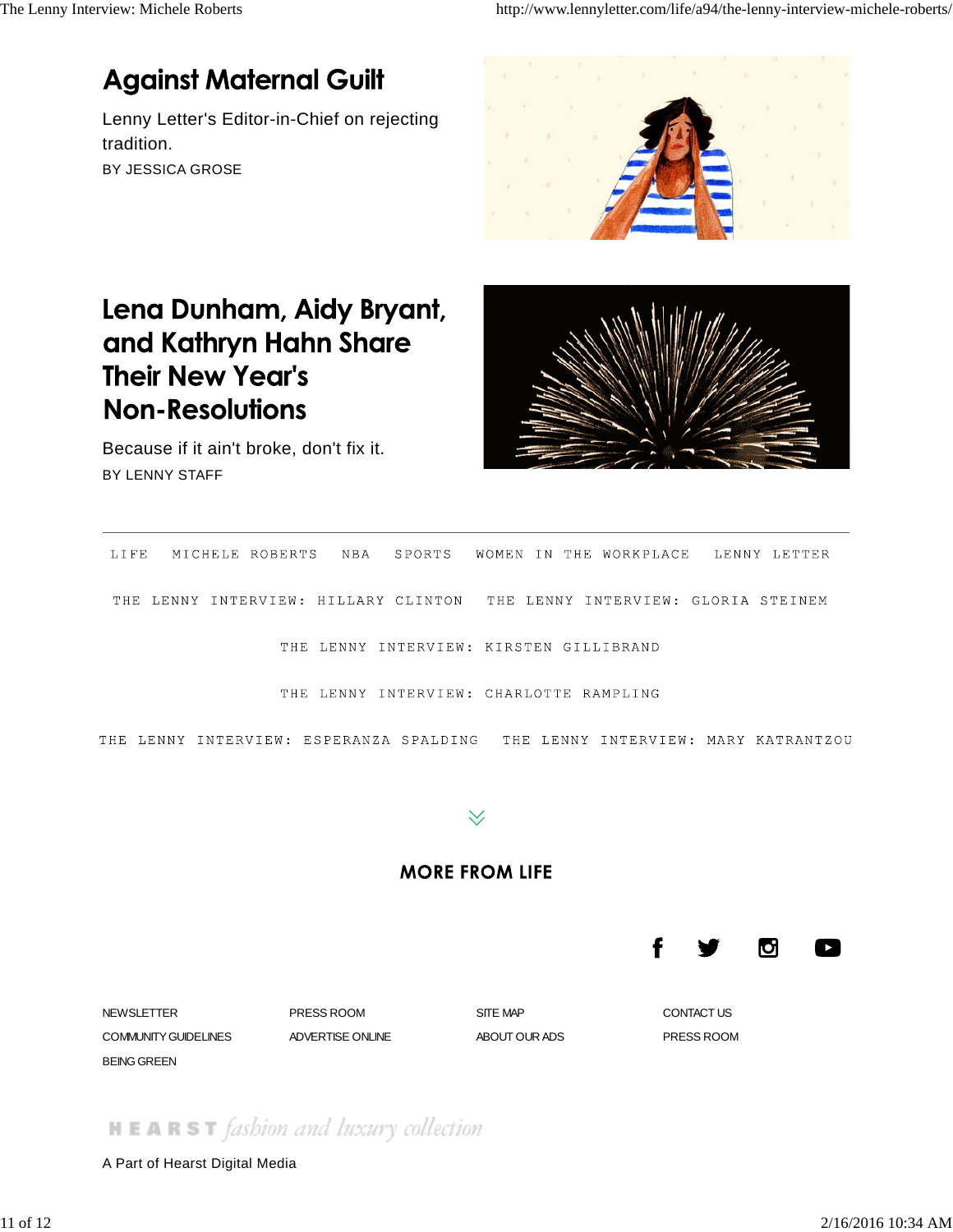## Against Maternal Guilt

Lenny Letter's Editor-in-Chief on rejecting tradition.

BY JESSICA GROSE

## Lena Dunham, Aidy Bryant, and Kathryn Hahn Share Their New Year's Non-Resolutions

Because if it ain't broke, don't fix it.

BY LENNY STAFF

---

LIFE   MICHELE ROBERTS   NBA   SPORTS   WOMEN IN THE WORKPLACE   LENNY LETTER

THE LENNY INTERVIEW: HILLARY CLINTON   THE LENNY INTERVIEW: GLORIA STEINEM

THE LENNY INTERVIEW: KIRSTEN GILLIBRAND

THE LENNY INTERVIEW: CHARLOTTE RAMPLING

THE LENNY INTERVIEW: ESPERANZA SPALDING   THE LENNY INTERVIEW: MARY KATRANTZOU

## MORE FROM LIFE

NEWSLETTER   PRESS ROOM   SITE MAP   CONTACT US

COMMUNITY GUIDELINES   ADVERTISE ONLINE   ABOUT OUR ADS   PRESS ROOM

BEING GREEN

HEARST *fashion and luxury collection*

A Part of Hearst Digital Media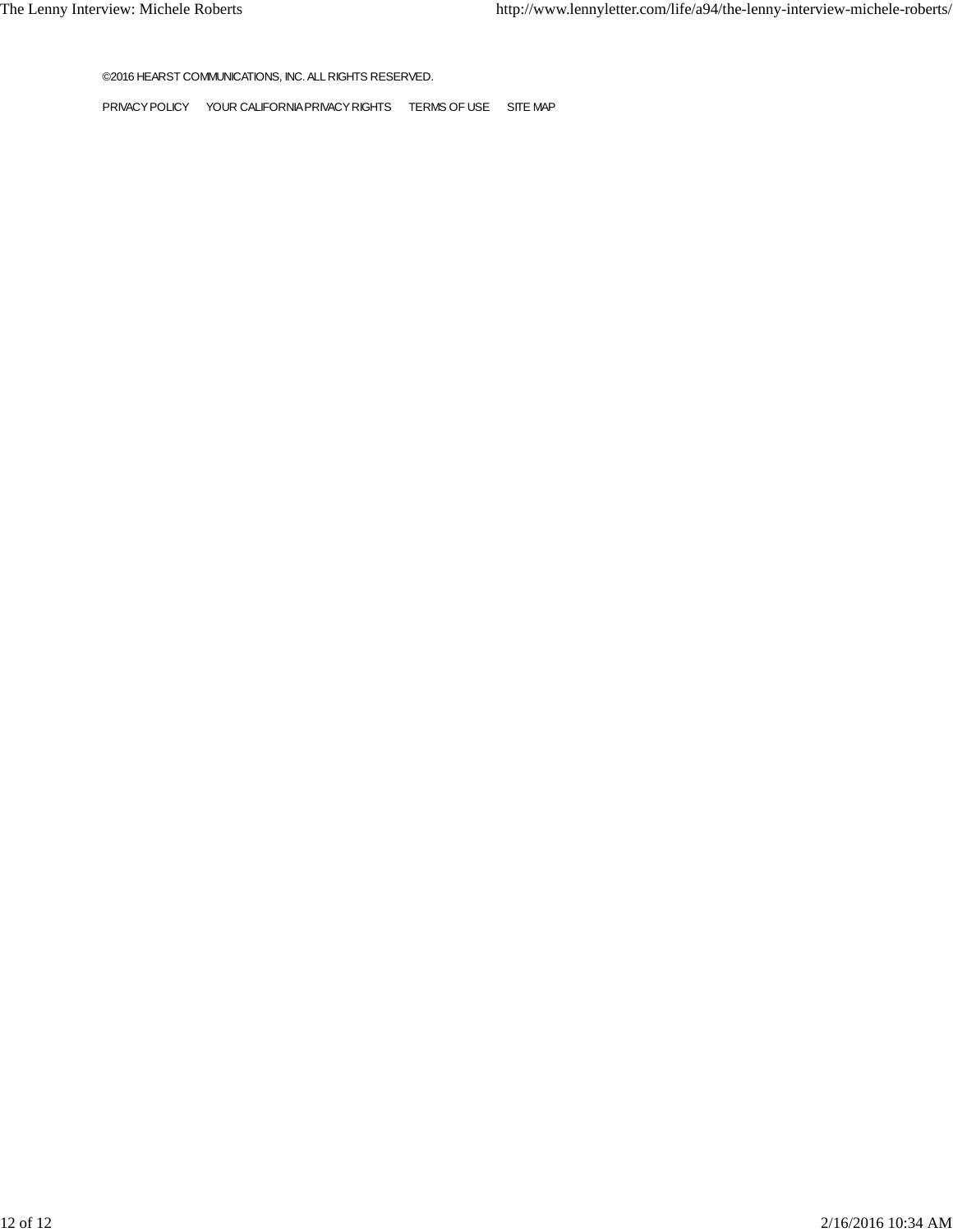©2016 HEARST COMMUNICATIONS, INC. ALL RIGHTS RESERVED.

PRIVACY POLICY YOUR CALIFORNIA PRIVACY RIGHTS TERMS OF USE SITE MAP